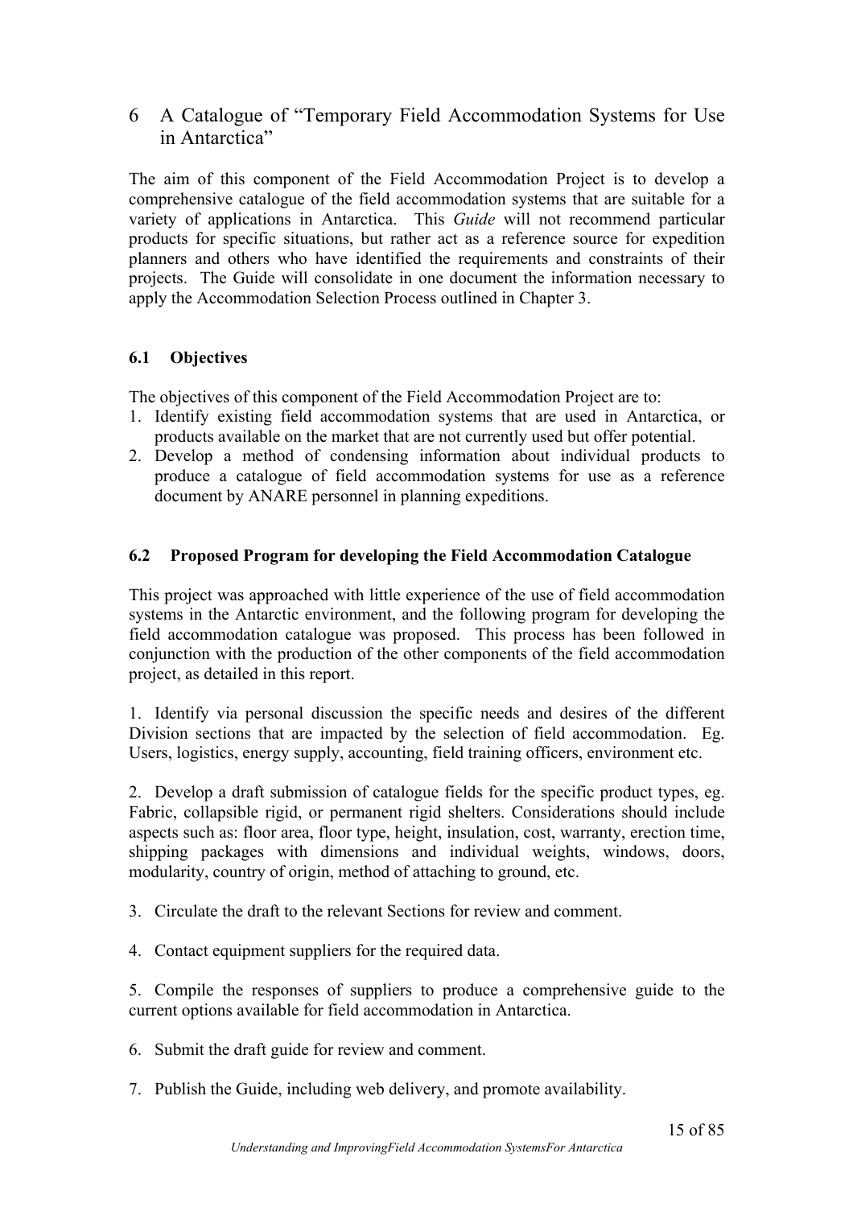# 6 A Catalogue of "Temporary Field Accommodation Systems for Use in Antarctica"

The aim of this component of the Field Accommodation Project is to develop a comprehensive catalogue of the field accommodation systems that are suitable for a variety of applications in Antarctica. This *Guide* will not recommend particular products for specific situations, but rather act as a reference source for expedition planners and others who have identified the requirements and constraints of their projects. The Guide will consolidate in one document the information necessary to apply the Accommodation Selection Process outlined in Chapter 3.

## 6.1 Objectives

The objectives of this component of the Field Accommodation Project are to:

1. Identify existing field accommodation systems that are used in Antarctica, or products available on the market that are not currently used but offer potential.
2. Develop a method of condensing information about individual products to produce a catalogue of field accommodation systems for use as a reference document by ANARE personnel in planning expeditions.

## 6.2 Proposed Program for developing the Field Accommodation Catalogue

This project was approached with little experience of the use of field accommodation systems in the Antarctic environment, and the following program for developing the field accommodation catalogue was proposed. This process has been followed in conjunction with the production of the other components of the field accommodation project, as detailed in this report.

1. Identify via personal discussion the specific needs and desires of the different Division sections that are impacted by the selection of field accommodation. Eg. Users, logistics, energy supply, accounting, field training officers, environment etc.

2. Develop a draft submission of catalogue fields for the specific product types, eg. Fabric, collapsible rigid, or permanent rigid shelters. Considerations should include aspects such as: floor area, floor type, height, insulation, cost, warranty, erection time, shipping packages with dimensions and individual weights, windows, doors, modularity, country of origin, method of attaching to ground, etc.

3. Circulate the draft to the relevant Sections for review and comment.

4. Contact equipment suppliers for the required data.

5. Compile the responses of suppliers to produce a comprehensive guide to the current options available for field accommodation in Antarctica.

6. Submit the draft guide for review and comment.

7. Publish the Guide, including web delivery, and promote availability.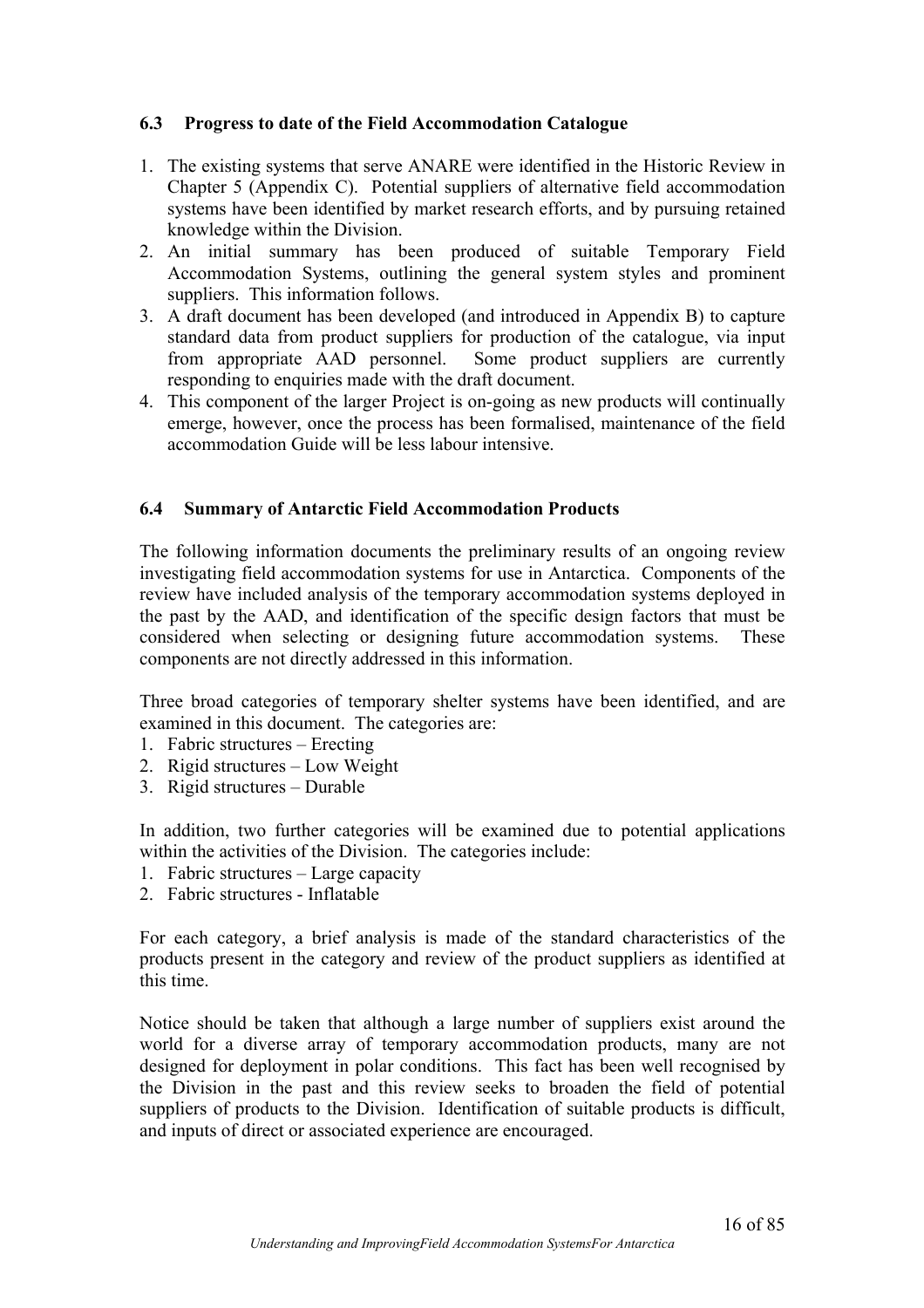### 6.3 Progress to date of the Field Accommodation Catalogue

1. The existing systems that serve ANARE were identified in the Historic Review in Chapter 5 (Appendix C). Potential suppliers of alternative field accommodation systems have been identified by market research efforts, and by pursuing retained knowledge within the Division.
2. An initial summary has been produced of suitable Temporary Field Accommodation Systems, outlining the general system styles and prominent suppliers. This information follows.
3. A draft document has been developed (and introduced in Appendix B) to capture standard data from product suppliers for production of the catalogue, via input from appropriate AAD personnel. Some product suppliers are currently responding to enquiries made with the draft document.
4. This component of the larger Project is on-going as new products will continually emerge, however, once the process has been formalised, maintenance of the field accommodation Guide will be less labour intensive.

### 6.4 Summary of Antarctic Field Accommodation Products

The following information documents the preliminary results of an ongoing review investigating field accommodation systems for use in Antarctica. Components of the review have included analysis of the temporary accommodation systems deployed in the past by the AAD, and identification of the specific design factors that must be considered when selecting or designing future accommodation systems. These components are not directly addressed in this information.

Three broad categories of temporary shelter systems have been identified, and are examined in this document. The categories are:

1. Fabric structures – Erecting
2. Rigid structures – Low Weight
3. Rigid structures – Durable

In addition, two further categories will be examined due to potential applications within the activities of the Division. The categories include:

1. Fabric structures – Large capacity
2. Fabric structures - Inflatable

For each category, a brief analysis is made of the standard characteristics of the products present in the category and review of the product suppliers as identified at this time.

Notice should be taken that although a large number of suppliers exist around the world for a diverse array of temporary accommodation products, many are not designed for deployment in polar conditions. This fact has been well recognised by the Division in the past and this review seeks to broaden the field of potential suppliers of products to the Division. Identification of suitable products is difficult, and inputs of direct or associated experience are encouraged.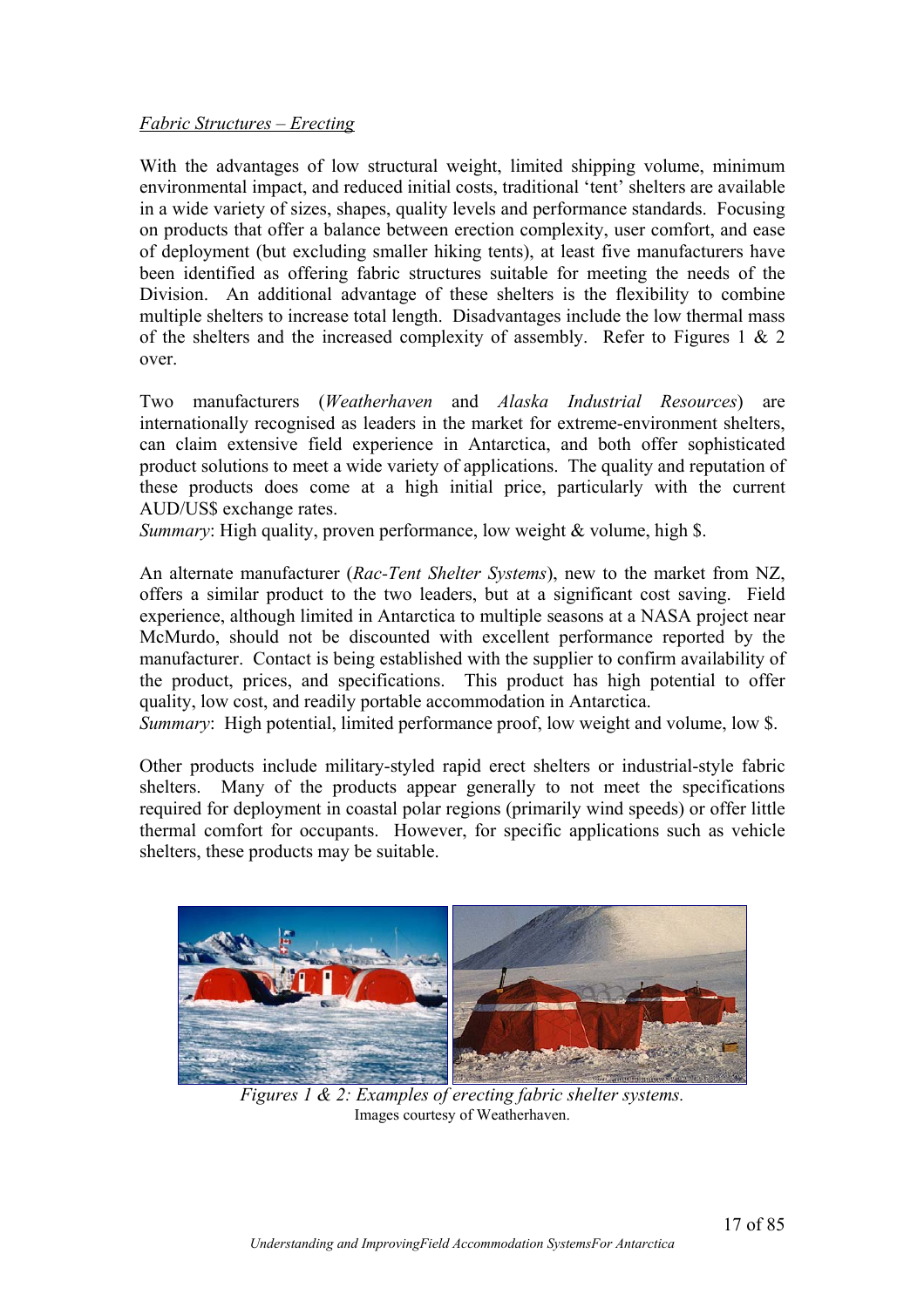*Fabric Structures – Erecting*

With the advantages of low structural weight, limited shipping volume, minimum environmental impact, and reduced initial costs, traditional 'tent' shelters are available in a wide variety of sizes, shapes, quality levels and performance standards. Focusing on products that offer a balance between erection complexity, user comfort, and ease of deployment (but excluding smaller hiking tents), at least five manufacturers have been identified as offering fabric structures suitable for meeting the needs of the Division. An additional advantage of these shelters is the flexibility to combine multiple shelters to increase total length. Disadvantages include the low thermal mass of the shelters and the increased complexity of assembly. Refer to Figures 1 & 2 over.

Two manufacturers (*Weatherhaven* and *Alaska Industrial Resources*) are internationally recognised as leaders in the market for extreme-environment shelters, can claim extensive field experience in Antarctica, and both offer sophisticated product solutions to meet a wide variety of applications. The quality and reputation of these products does come at a high initial price, particularly with the current AUD/US$ exchange rates.
*Summary*: High quality, proven performance, low weight & volume, high $.

An alternate manufacturer (*Rac-Tent Shelter Systems*), new to the market from NZ, offers a similar product to the two leaders, but at a significant cost saving. Field experience, although limited in Antarctica to multiple seasons at a NASA project near McMurdo, should not be discounted with excellent performance reported by the manufacturer. Contact is being established with the supplier to confirm availability of the product, prices, and specifications. This product has high potential to offer quality, low cost, and readily portable accommodation in Antarctica.
*Summary*: High potential, limited performance proof, low weight and volume, low $.

Other products include military-styled rapid erect shelters or industrial-style fabric shelters. Many of the products appear generally to not meet the specifications required for deployment in coastal polar regions (primarily wind speeds) or offer little thermal comfort for occupants. However, for specific applications such as vehicle shelters, these products may be suitable.

*Figures 1 & 2: Examples of erecting fabric shelter systems.*
Images courtesy of Weatherhaven.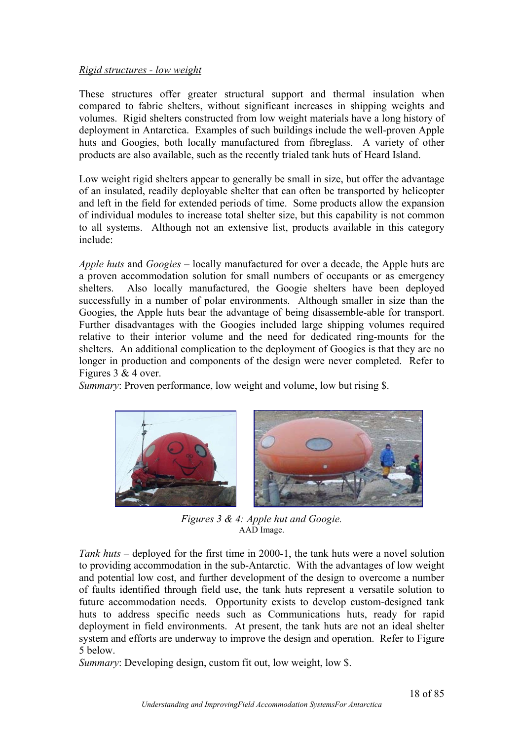*Rigid structures - low weight*

These structures offer greater structural support and thermal insulation when compared to fabric shelters, without significant increases in shipping weights and volumes. Rigid shelters constructed from low weight materials have a long history of deployment in Antarctica. Examples of such buildings include the well-proven Apple huts and Googies, both locally manufactured from fibreglass. A variety of other products are also available, such as the recently trialed tank huts of Heard Island.

Low weight rigid shelters appear to generally be small in size, but offer the advantage of an insulated, readily deployable shelter that can often be transported by helicopter and left in the field for extended periods of time. Some products allow the expansion of individual modules to increase total shelter size, but this capability is not common to all systems. Although not an extensive list, products available in this category include:

*Apple huts* and *Googies* – locally manufactured for over a decade, the Apple huts are a proven accommodation solution for small numbers of occupants or as emergency shelters. Also locally manufactured, the Googie shelters have been deployed successfully in a number of polar environments. Although smaller in size than the Googies, the Apple huts bear the advantage of being disassemble-able for transport. Further disadvantages with the Googies included large shipping volumes required relative to their interior volume and the need for dedicated ring-mounts for the shelters. An additional complication to the deployment of Googies is that they are no longer in production and components of the design were never completed. Refer to Figures 3 & 4 over.
*Summary*: Proven performance, low weight and volume, low but rising $.

*Figures 3 & 4: Apple hut and Googie.*
AAD Image.

*Tank huts* – deployed for the first time in 2000-1, the tank huts were a novel solution to providing accommodation in the sub-Antarctic. With the advantages of low weight and potential low cost, and further development of the design to overcome a number of faults identified through field use, the tank huts represent a versatile solution to future accommodation needs. Opportunity exists to develop custom-designed tank huts to address specific needs such as Communications huts, ready for rapid deployment in field environments. At present, the tank huts are not an ideal shelter system and efforts are underway to improve the design and operation. Refer to Figure 5 below.
*Summary*: Developing design, custom fit out, low weight, low $.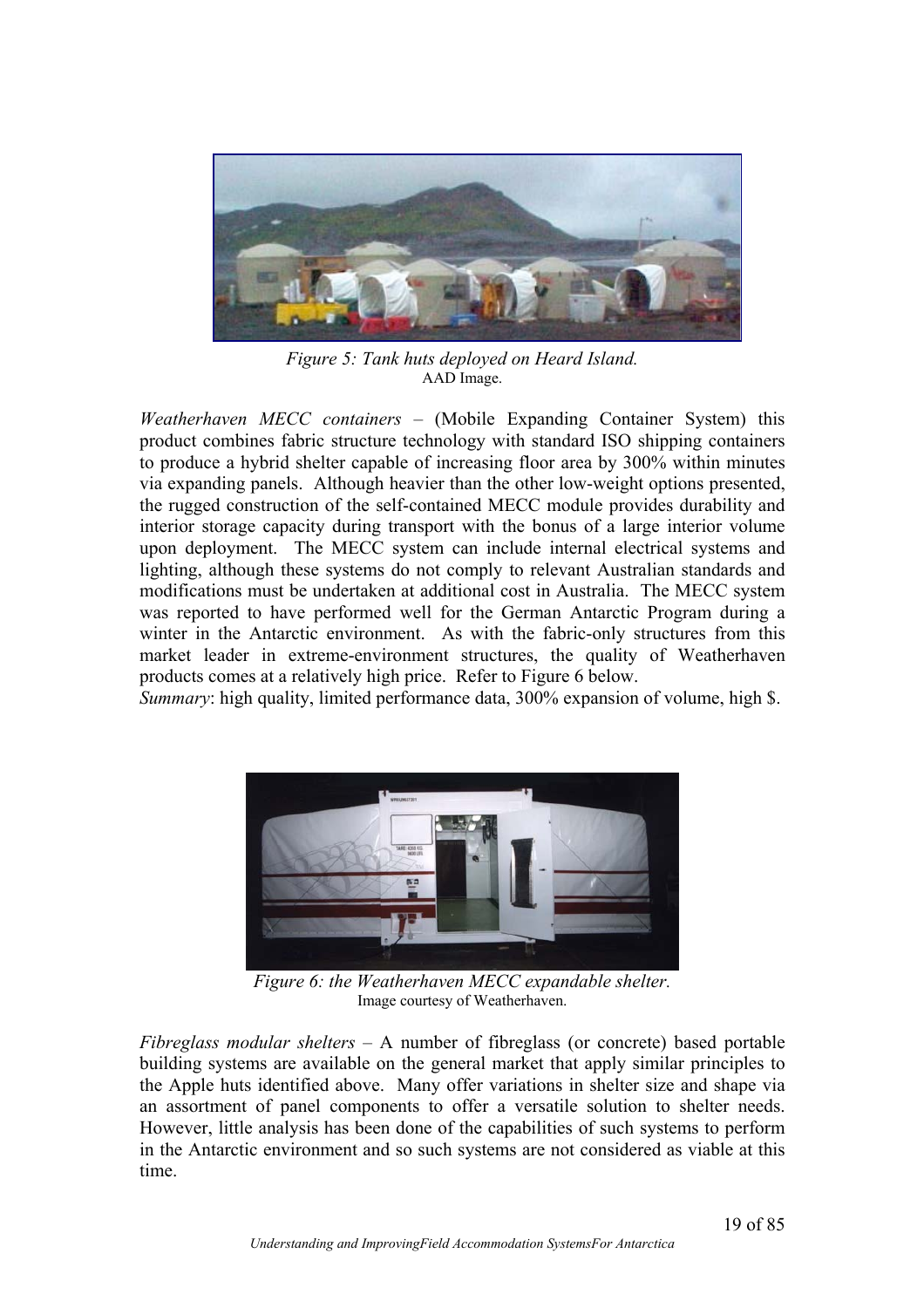*Figure 5: Tank huts deployed on Heard Island.*
AAD Image.

*Weatherhaven MECC containers* – (Mobile Expanding Container System) this product combines fabric structure technology with standard ISO shipping containers to produce a hybrid shelter capable of increasing floor area by 300% within minutes via expanding panels. Although heavier than the other low-weight options presented, the rugged construction of the self-contained MECC module provides durability and interior storage capacity during transport with the bonus of a large interior volume upon deployment. The MECC system can include internal electrical systems and lighting, although these systems do not comply to relevant Australian standards and modifications must be undertaken at additional cost in Australia. The MECC system was reported to have performed well for the German Antarctic Program during a winter in the Antarctic environment. As with the fabric-only structures from this market leader in extreme-environment structures, the quality of Weatherhaven products comes at a relatively high price. Refer to Figure 6 below.
*Summary*: high quality, limited performance data, 300% expansion of volume, high $.

*Figure 6: the Weatherhaven MECC expandable shelter.*
Image courtesy of Weatherhaven.

*Fibreglass modular shelters* – A number of fibreglass (or concrete) based portable building systems are available on the general market that apply similar principles to the Apple huts identified above. Many offer variations in shelter size and shape via an assortment of panel components to offer a versatile solution to shelter needs. However, little analysis has been done of the capabilities of such systems to perform in the Antarctic environment and so such systems are not considered as viable at this time.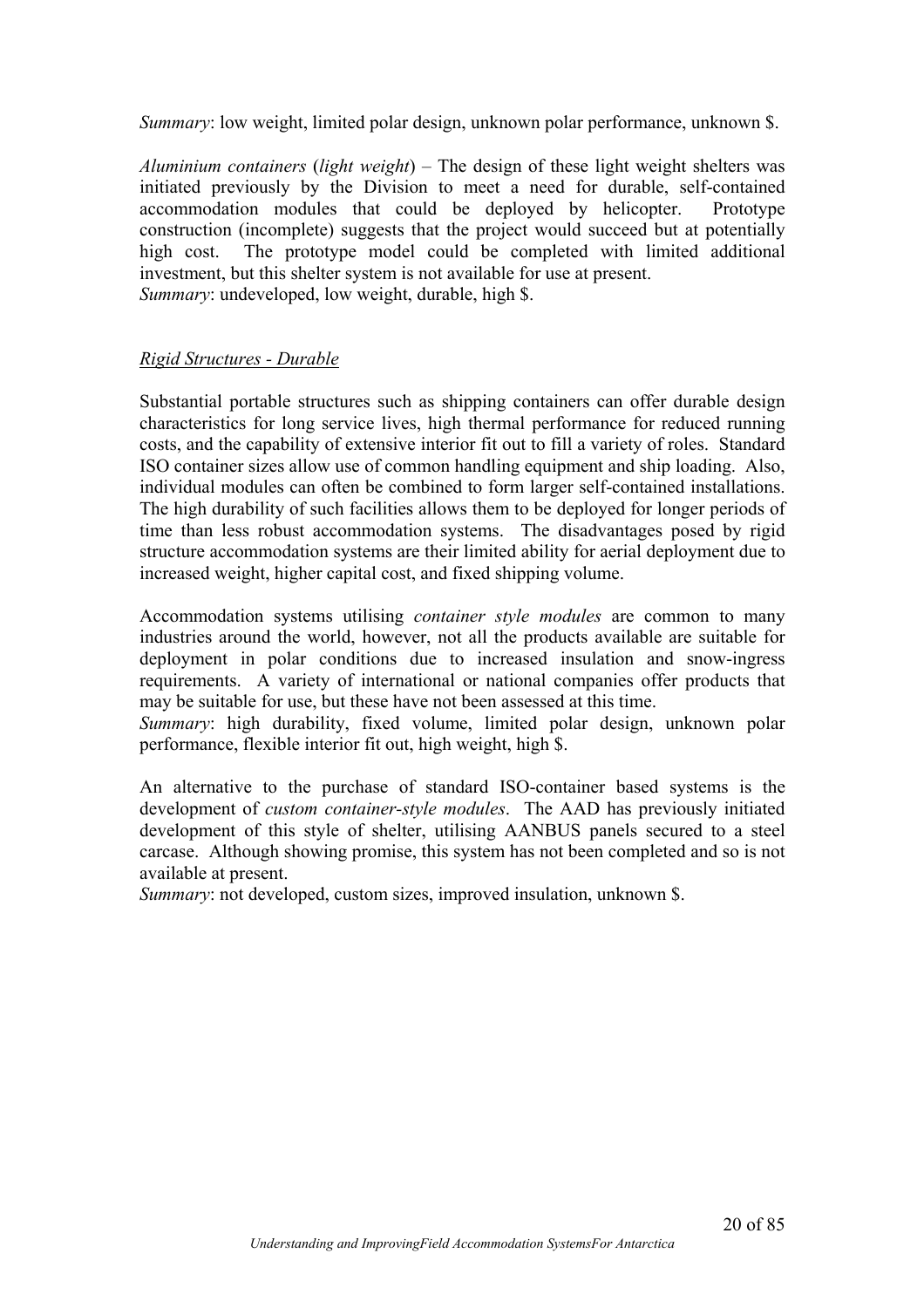*Summary*: low weight, limited polar design, unknown polar performance, unknown $.

*Aluminium containers* (*light weight*) – The design of these light weight shelters was initiated previously by the Division to meet a need for durable, self-contained accommodation modules that could be deployed by helicopter. Prototype construction (incomplete) suggests that the project would succeed but at potentially high cost. The prototype model could be completed with limited additional investment, but this shelter system is not available for use at present.
*Summary*: undeveloped, low weight, durable, high $.

*Rigid Structures - Durable*

Substantial portable structures such as shipping containers can offer durable design characteristics for long service lives, high thermal performance for reduced running costs, and the capability of extensive interior fit out to fill a variety of roles. Standard ISO container sizes allow use of common handling equipment and ship loading. Also, individual modules can often be combined to form larger self-contained installations. The high durability of such facilities allows them to be deployed for longer periods of time than less robust accommodation systems. The disadvantages posed by rigid structure accommodation systems are their limited ability for aerial deployment due to increased weight, higher capital cost, and fixed shipping volume.

Accommodation systems utilising *container style modules* are common to many industries around the world, however, not all the products available are suitable for deployment in polar conditions due to increased insulation and snow-ingress requirements. A variety of international or national companies offer products that may be suitable for use, but these have not been assessed at this time.
*Summary*: high durability, fixed volume, limited polar design, unknown polar performance, flexible interior fit out, high weight, high $.

An alternative to the purchase of standard ISO-container based systems is the development of *custom container-style modules*. The AAD has previously initiated development of this style of shelter, utilising AANBUS panels secured to a steel carcase. Although showing promise, this system has not been completed and so is not available at present.
*Summary*: not developed, custom sizes, improved insulation, unknown $.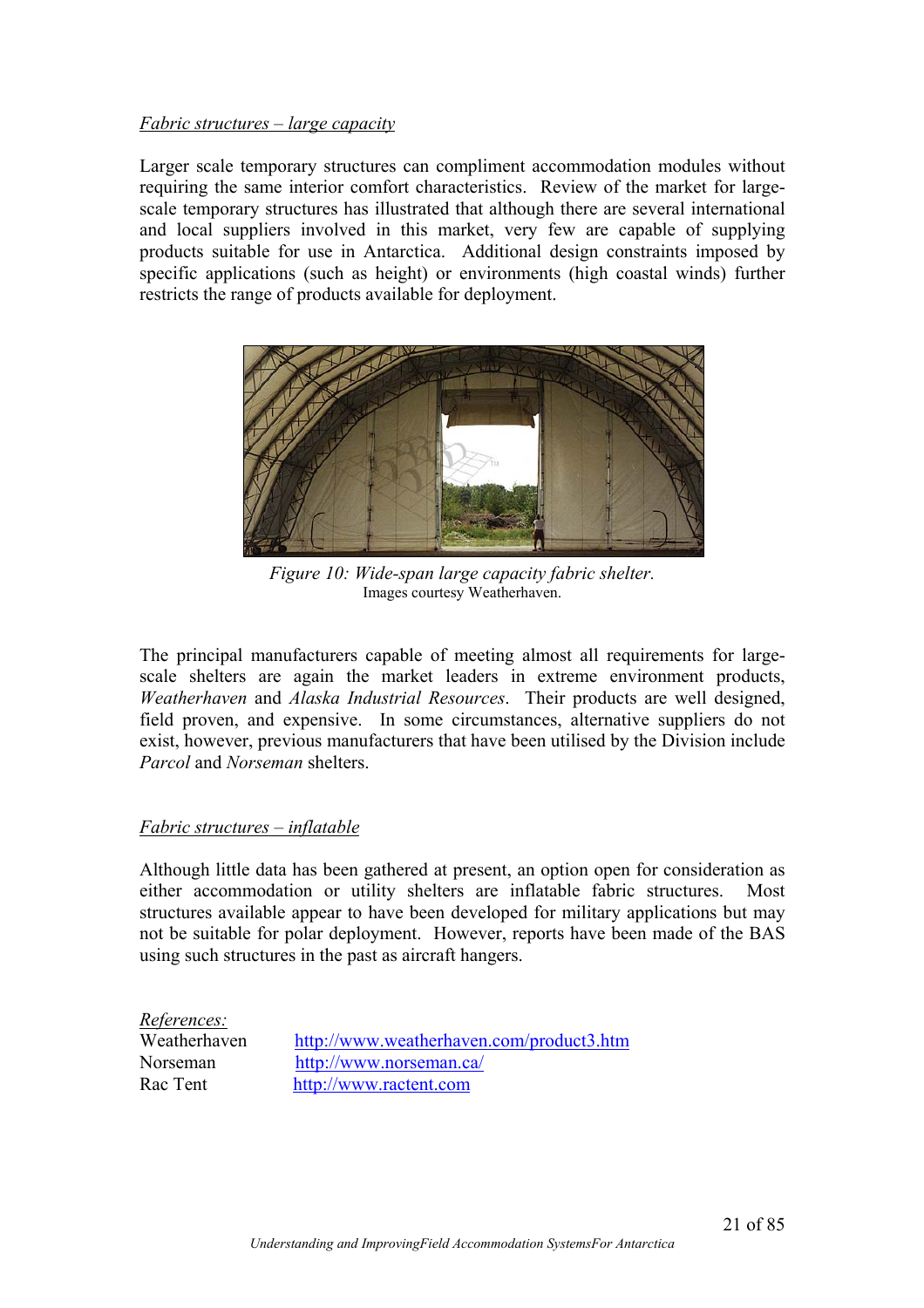*Fabric structures – large capacity*

Larger scale temporary structures can compliment accommodation modules without requiring the same interior comfort characteristics. Review of the market for large-scale temporary structures has illustrated that although there are several international and local suppliers involved in this market, very few are capable of supplying products suitable for use in Antarctica. Additional design constraints imposed by specific applications (such as height) or environments (high coastal winds) further restricts the range of products available for deployment.

*Figure 10: Wide-span large capacity fabric shelter.*
Images courtesy Weatherhaven.

The principal manufacturers capable of meeting almost all requirements for large-scale shelters are again the market leaders in extreme environment products, *Weatherhaven* and *Alaska Industrial Resources*. Their products are well designed, field proven, and expensive. In some circumstances, alternative suppliers do not exist, however, previous manufacturers that have been utilised by the Division include *Parcol* and *Norseman* shelters.

*Fabric structures – inflatable*

Although little data has been gathered at present, an option open for consideration as either accommodation or utility shelters are inflatable fabric structures. Most structures available appear to have been developed for military applications but may not be suitable for polar deployment. However, reports have been made of the BAS using such structures in the past as aircraft hangers.

*References:*

| | |
|---|---|
| Weatherhaven | http://www.weatherhaven.com/product3.htm |
| Norseman | http://www.norseman.ca/ |
| Rac Tent | http://www.ractent.com |